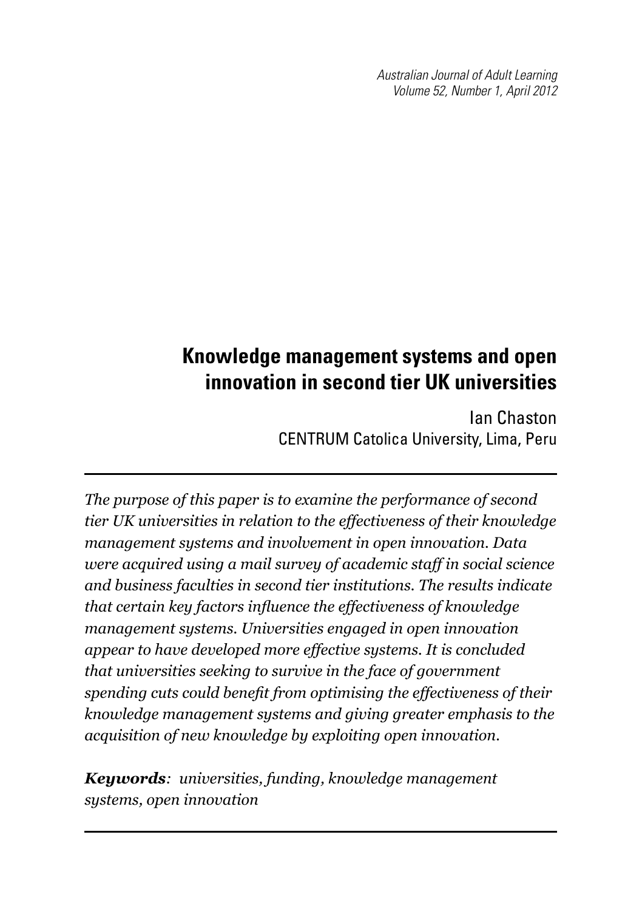# Knowledge management systems and open innovation in second tier UK universities

Ian Chaston
CENTRUM Catolica University, Lima, Peru

*The purpose of this paper is to examine the performance of second tier UK universities in relation to the effectiveness of their knowledge management systems and involvement in open innovation. Data were acquired using a mail survey of academic staff in social science and business faculties in second tier institutions. The results indicate that certain key factors influence the effectiveness of knowledge management systems. Universities engaged in open innovation appear to have developed more effective systems. It is concluded that universities seeking to survive in the face of government spending cuts could benefit from optimising the effectiveness of their knowledge management systems and giving greater emphasis to the acquisition of new knowledge by exploiting open innovation.*

***Keywords****: universities, funding, knowledge management systems, open innovation*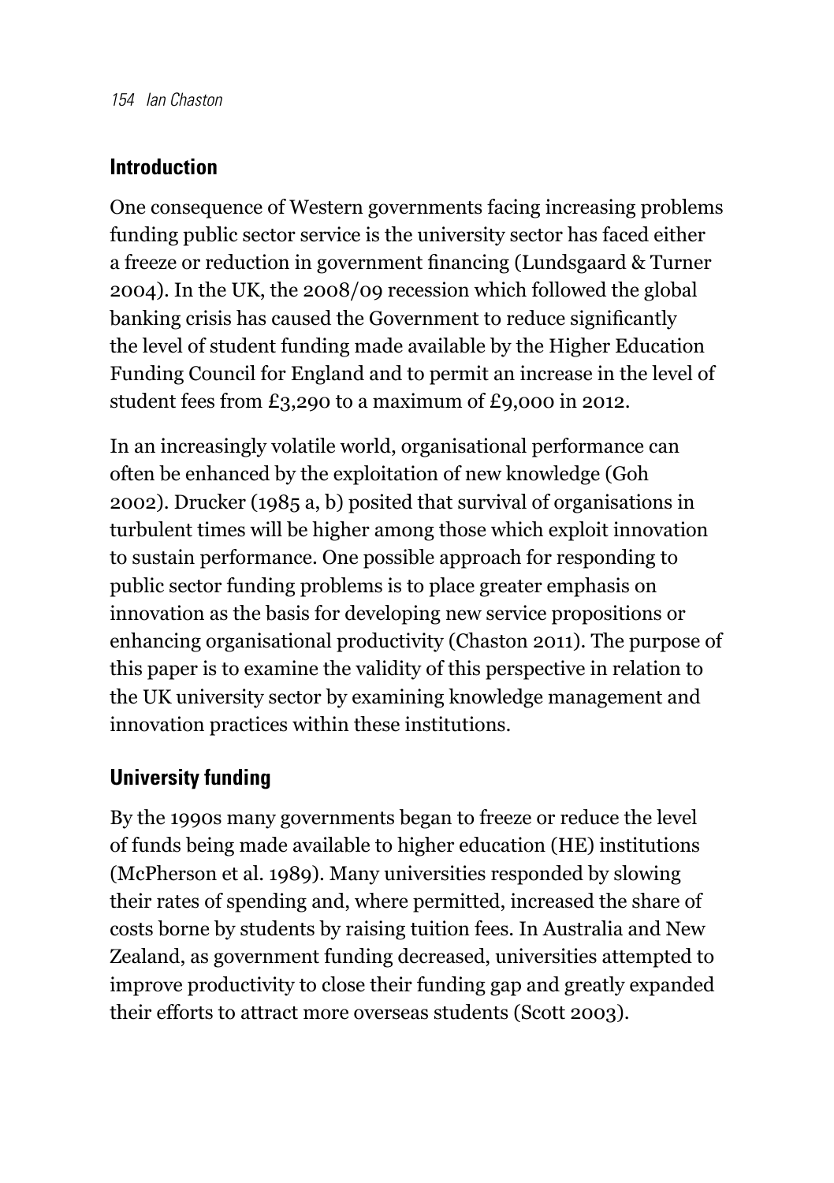## Introduction

One consequence of Western governments facing increasing problems funding public sector service is the university sector has faced either a freeze or reduction in government financing (Lundsgaard & Turner 2004). In the UK, the 2008/09 recession which followed the global banking crisis has caused the Government to reduce significantly the level of student funding made available by the Higher Education Funding Council for England and to permit an increase in the level of student fees from £3,290 to a maximum of £9,000 in 2012.

In an increasingly volatile world, organisational performance can often be enhanced by the exploitation of new knowledge (Goh 2002). Drucker (1985 a, b) posited that survival of organisations in turbulent times will be higher among those which exploit innovation to sustain performance. One possible approach for responding to public sector funding problems is to place greater emphasis on innovation as the basis for developing new service propositions or enhancing organisational productivity (Chaston 2011). The purpose of this paper is to examine the validity of this perspective in relation to the UK university sector by examining knowledge management and innovation practices within these institutions.

## University funding

By the 1990s many governments began to freeze or reduce the level of funds being made available to higher education (HE) institutions (McPherson et al. 1989). Many universities responded by slowing their rates of spending and, where permitted, increased the share of costs borne by students by raising tuition fees. In Australia and New Zealand, as government funding decreased, universities attempted to improve productivity to close their funding gap and greatly expanded their efforts to attract more overseas students (Scott 2003).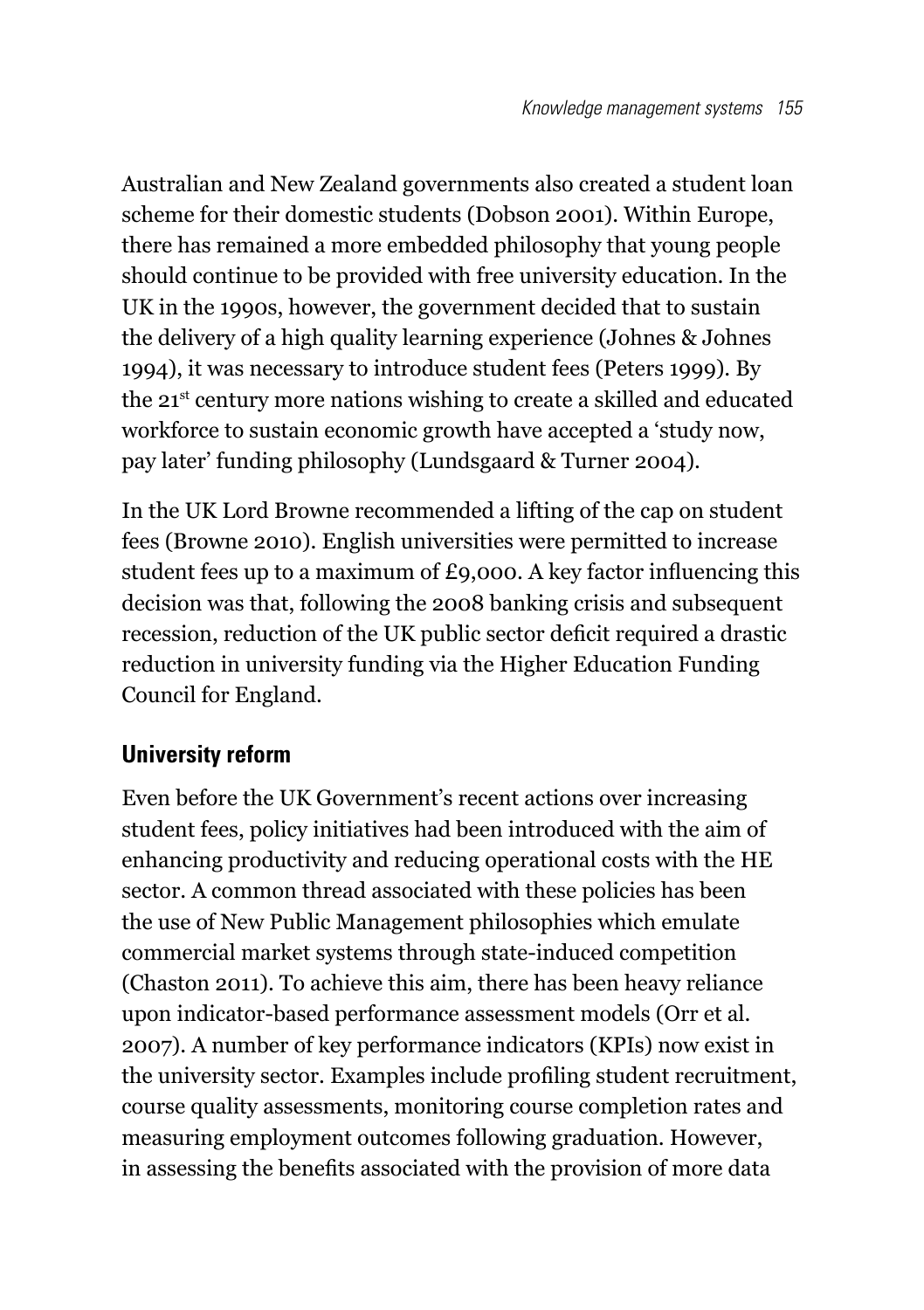Australian and New Zealand governments also created a student loan scheme for their domestic students (Dobson 2001). Within Europe, there has remained a more embedded philosophy that young people should continue to be provided with free university education. In the UK in the 1990s, however, the government decided that to sustain the delivery of a high quality learning experience (Johnes & Johnes 1994), it was necessary to introduce student fees (Peters 1999). By the 21st century more nations wishing to create a skilled and educated workforce to sustain economic growth have accepted a 'study now, pay later' funding philosophy (Lundsgaard & Turner 2004).

In the UK Lord Browne recommended a lifting of the cap on student fees (Browne 2010). English universities were permitted to increase student fees up to a maximum of £9,000. A key factor influencing this decision was that, following the 2008 banking crisis and subsequent recession, reduction of the UK public sector deficit required a drastic reduction in university funding via the Higher Education Funding Council for England.

## University reform

Even before the UK Government's recent actions over increasing student fees, policy initiatives had been introduced with the aim of enhancing productivity and reducing operational costs with the HE sector. A common thread associated with these policies has been the use of New Public Management philosophies which emulate commercial market systems through state-induced competition (Chaston 2011). To achieve this aim, there has been heavy reliance upon indicator-based performance assessment models (Orr et al. 2007). A number of key performance indicators (KPIs) now exist in the university sector. Examples include profiling student recruitment, course quality assessments, monitoring course completion rates and measuring employment outcomes following graduation. However, in assessing the benefits associated with the provision of more data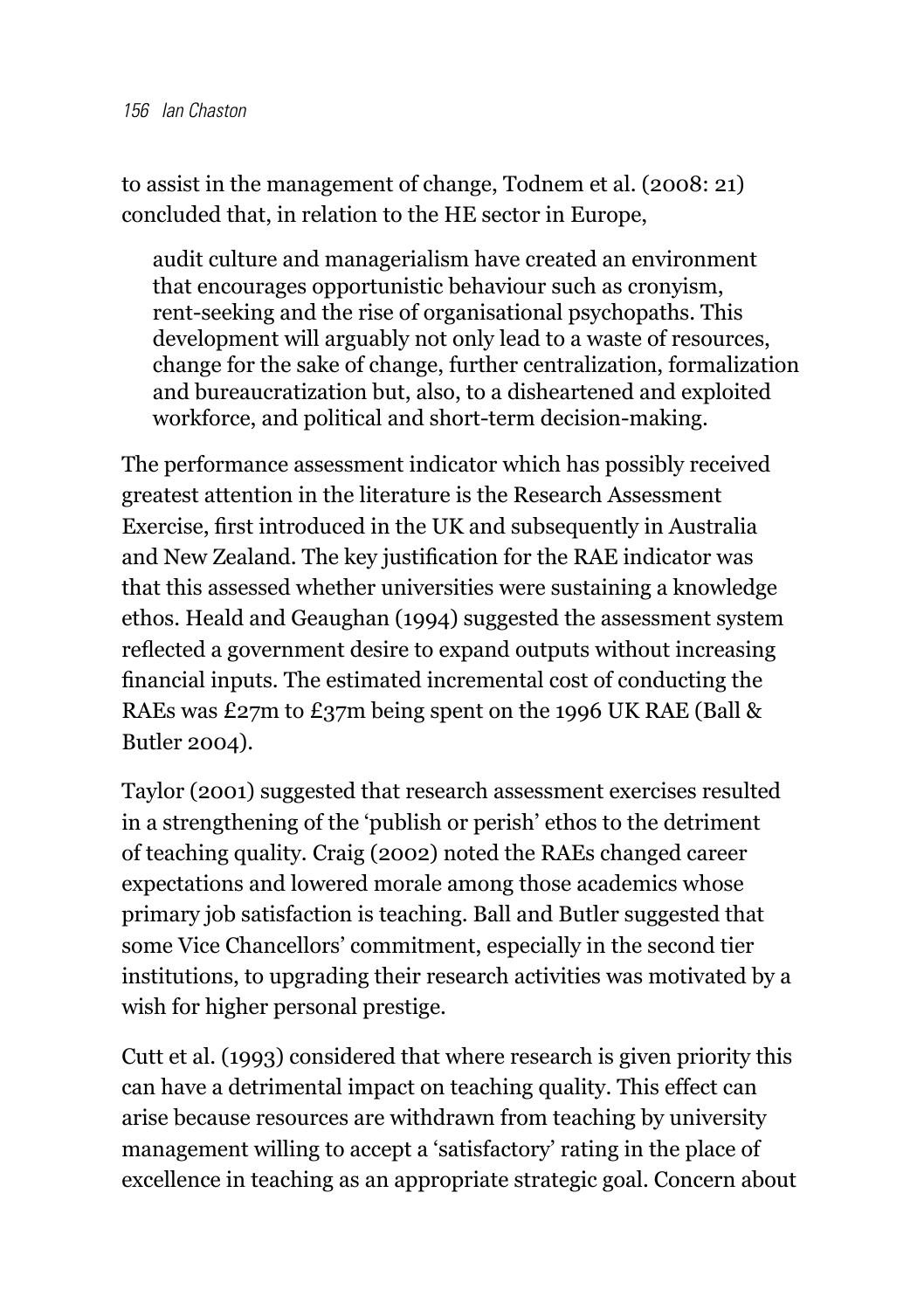to assist in the management of change, Todnem et al. (2008: 21) concluded that, in relation to the HE sector in Europe,

> audit culture and managerialism have created an environment that encourages opportunistic behaviour such as cronyism, rent-seeking and the rise of organisational psychopaths. This development will arguably not only lead to a waste of resources, change for the sake of change, further centralization, formalization and bureaucratization but, also, to a disheartened and exploited workforce, and political and short-term decision-making.

The performance assessment indicator which has possibly received greatest attention in the literature is the Research Assessment Exercise, first introduced in the UK and subsequently in Australia and New Zealand. The key justification for the RAE indicator was that this assessed whether universities were sustaining a knowledge ethos. Heald and Geaughan (1994) suggested the assessment system reflected a government desire to expand outputs without increasing financial inputs. The estimated incremental cost of conducting the RAEs was £27m to £37m being spent on the 1996 UK RAE (Ball & Butler 2004).

Taylor (2001) suggested that research assessment exercises resulted in a strengthening of the 'publish or perish' ethos to the detriment of teaching quality. Craig (2002) noted the RAEs changed career expectations and lowered morale among those academics whose primary job satisfaction is teaching. Ball and Butler suggested that some Vice Chancellors' commitment, especially in the second tier institutions, to upgrading their research activities was motivated by a wish for higher personal prestige.

Cutt et al. (1993) considered that where research is given priority this can have a detrimental impact on teaching quality. This effect can arise because resources are withdrawn from teaching by university management willing to accept a 'satisfactory' rating in the place of excellence in teaching as an appropriate strategic goal. Concern about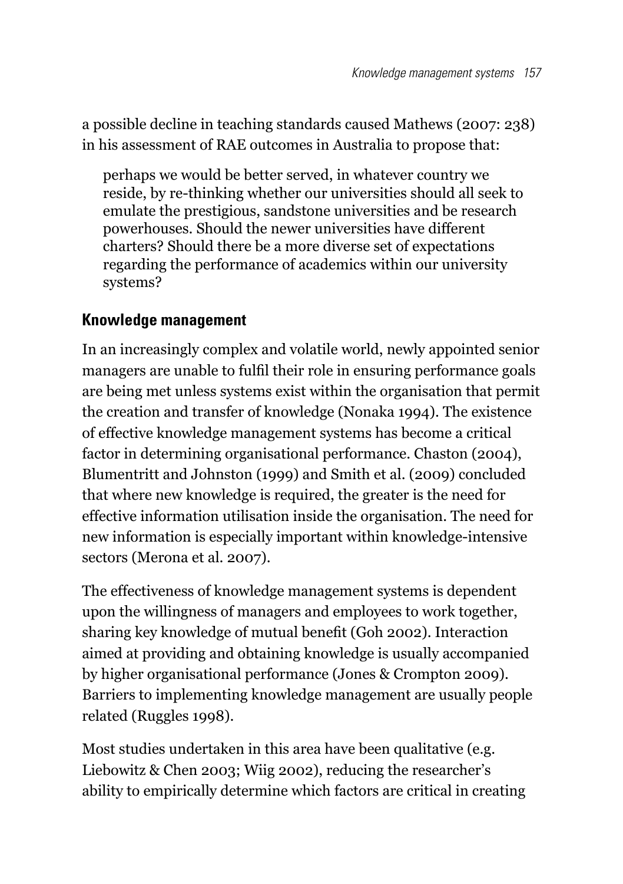a possible decline in teaching standards caused Mathews (2007: 238) in his assessment of RAE outcomes in Australia to propose that:

> perhaps we would be better served, in whatever country we reside, by re-thinking whether our universities should all seek to emulate the prestigious, sandstone universities and be research powerhouses. Should the newer universities have different charters? Should there be a more diverse set of expectations regarding the performance of academics within our university systems?

## Knowledge management

In an increasingly complex and volatile world, newly appointed senior managers are unable to fulfil their role in ensuring performance goals are being met unless systems exist within the organisation that permit the creation and transfer of knowledge (Nonaka 1994). The existence of effective knowledge management systems has become a critical factor in determining organisational performance. Chaston (2004), Blumentritt and Johnston (1999) and Smith et al. (2009) concluded that where new knowledge is required, the greater is the need for effective information utilisation inside the organisation. The need for new information is especially important within knowledge-intensive sectors (Merona et al. 2007).

The effectiveness of knowledge management systems is dependent upon the willingness of managers and employees to work together, sharing key knowledge of mutual benefit (Goh 2002). Interaction aimed at providing and obtaining knowledge is usually accompanied by higher organisational performance (Jones & Crompton 2009). Barriers to implementing knowledge management are usually people related (Ruggles 1998).

Most studies undertaken in this area have been qualitative (e.g. Liebowitz & Chen 2003; Wiig 2002), reducing the researcher's ability to empirically determine which factors are critical in creating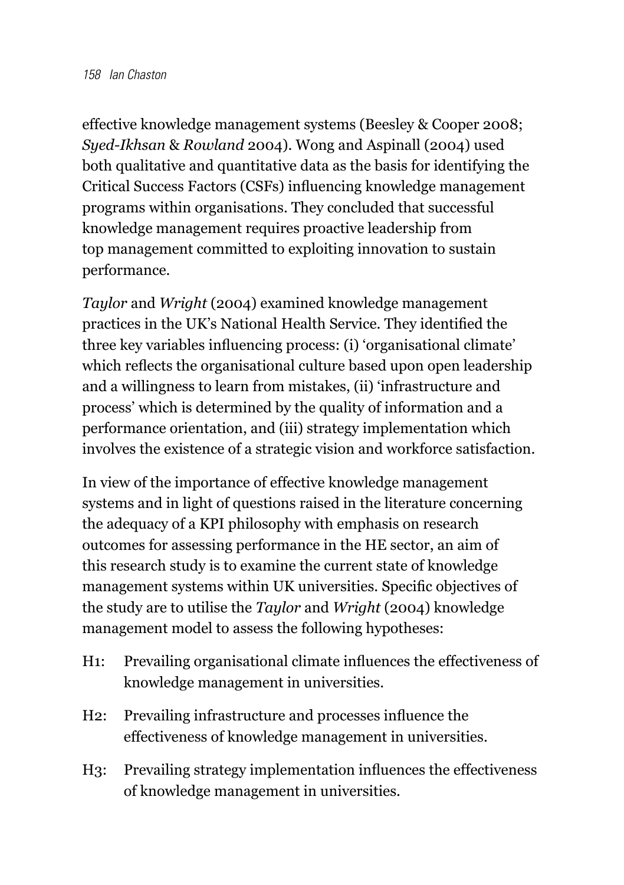effective knowledge management systems (Beesley & Cooper 2008; *Syed-Ikhsan* & *Rowland* 2004). Wong and Aspinall (2004) used both qualitative and quantitative data as the basis for identifying the Critical Success Factors (CSFs) influencing knowledge management programs within organisations. They concluded that successful knowledge management requires proactive leadership from top management committed to exploiting innovation to sustain performance.

*Taylor* and *Wright* (2004) examined knowledge management practices in the UK's National Health Service. They identified the three key variables influencing process: (i) 'organisational climate' which reflects the organisational culture based upon open leadership and a willingness to learn from mistakes, (ii) 'infrastructure and process' which is determined by the quality of information and a performance orientation, and (iii) strategy implementation which involves the existence of a strategic vision and workforce satisfaction.

In view of the importance of effective knowledge management systems and in light of questions raised in the literature concerning the adequacy of a KPI philosophy with emphasis on research outcomes for assessing performance in the HE sector, an aim of this research study is to examine the current state of knowledge management systems within UK universities. Specific objectives of the study are to utilise the *Taylor* and *Wright* (2004) knowledge management model to assess the following hypotheses:

- H1: Prevailing organisational climate influences the effectiveness of knowledge management in universities.
- H2: Prevailing infrastructure and processes influence the effectiveness of knowledge management in universities.
- H3: Prevailing strategy implementation influences the effectiveness of knowledge management in universities.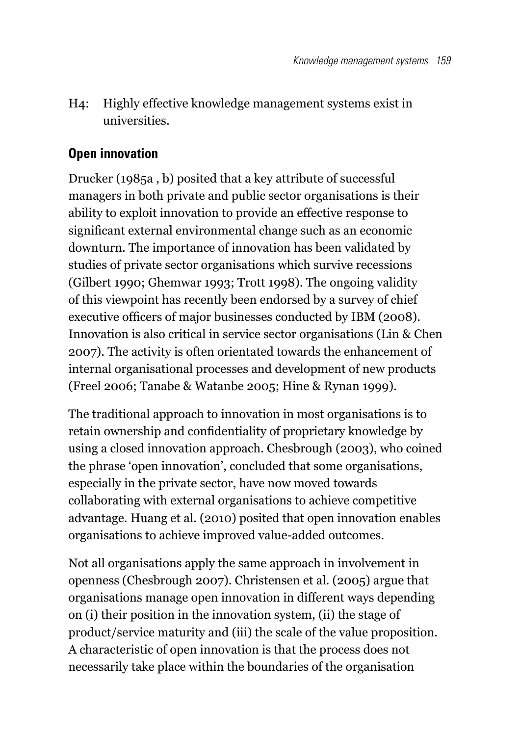H4: Highly effective knowledge management systems exist in universities.

## Open innovation

Drucker (1985a , b) posited that a key attribute of successful managers in both private and public sector organisations is their ability to exploit innovation to provide an effective response to significant external environmental change such as an economic downturn. The importance of innovation has been validated by studies of private sector organisations which survive recessions (Gilbert 1990; Ghemwar 1993; Trott 1998). The ongoing validity of this viewpoint has recently been endorsed by a survey of chief executive officers of major businesses conducted by IBM (2008). Innovation is also critical in service sector organisations (Lin & Chen 2007). The activity is often orientated towards the enhancement of internal organisational processes and development of new products (Freel 2006; Tanabe & Watanbe 2005; Hine & Rynan 1999).

The traditional approach to innovation in most organisations is to retain ownership and confidentiality of proprietary knowledge by using a closed innovation approach. Chesbrough (2003), who coined the phrase 'open innovation', concluded that some organisations, especially in the private sector, have now moved towards collaborating with external organisations to achieve competitive advantage. Huang et al. (2010) posited that open innovation enables organisations to achieve improved value-added outcomes.

Not all organisations apply the same approach in involvement in openness (Chesbrough 2007). Christensen et al. (2005) argue that organisations manage open innovation in different ways depending on (i) their position in the innovation system, (ii) the stage of product/service maturity and (iii) the scale of the value proposition. A characteristic of open innovation is that the process does not necessarily take place within the boundaries of the organisation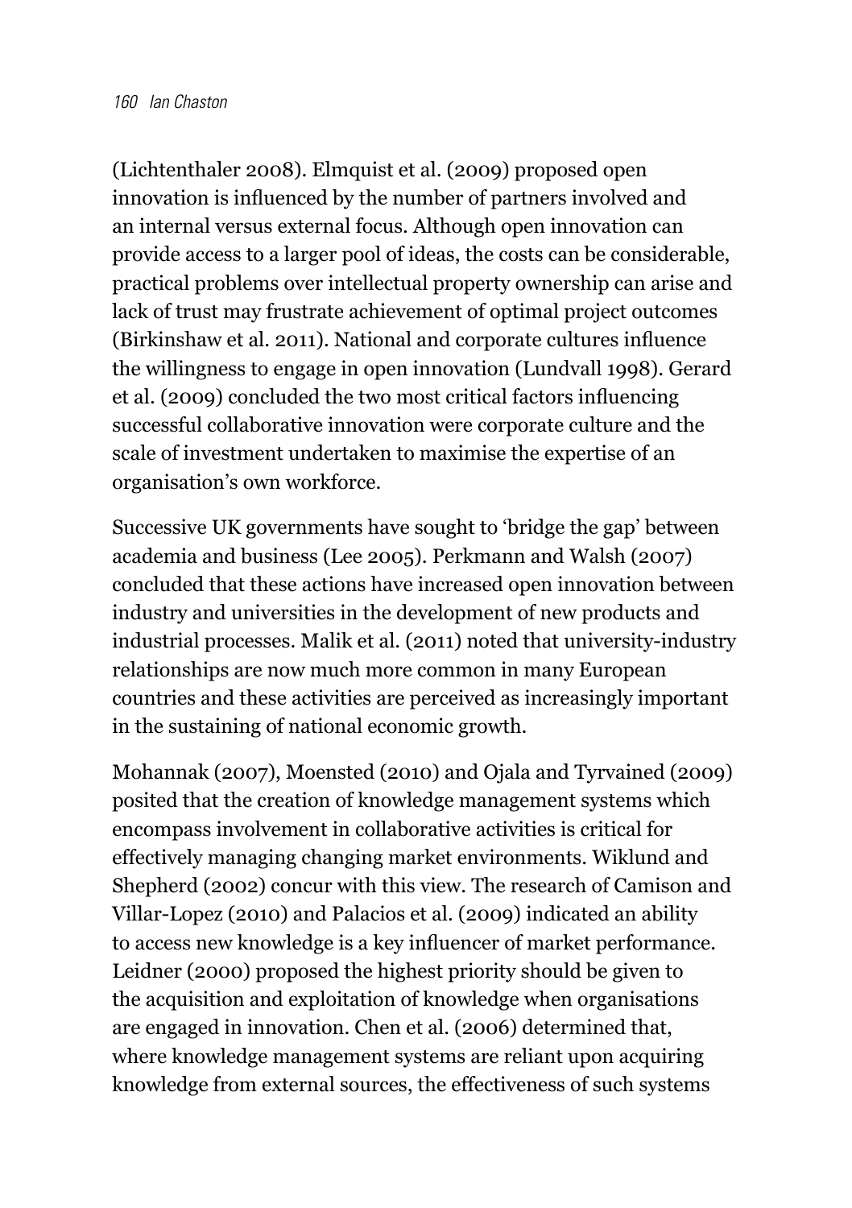(Lichtenthaler 2008). Elmquist et al. (2009) proposed open innovation is influenced by the number of partners involved and an internal versus external focus. Although open innovation can provide access to a larger pool of ideas, the costs can be considerable, practical problems over intellectual property ownership can arise and lack of trust may frustrate achievement of optimal project outcomes (Birkinshaw et al. 2011). National and corporate cultures influence the willingness to engage in open innovation (Lundvall 1998). Gerard et al. (2009) concluded the two most critical factors influencing successful collaborative innovation were corporate culture and the scale of investment undertaken to maximise the expertise of an organisation's own workforce.

Successive UK governments have sought to 'bridge the gap' between academia and business (Lee 2005). Perkmann and Walsh (2007) concluded that these actions have increased open innovation between industry and universities in the development of new products and industrial processes. Malik et al. (2011) noted that university-industry relationships are now much more common in many European countries and these activities are perceived as increasingly important in the sustaining of national economic growth.

Mohannak (2007), Moensted (2010) and Ojala and Tyrvained (2009) posited that the creation of knowledge management systems which encompass involvement in collaborative activities is critical for effectively managing changing market environments. Wiklund and Shepherd (2002) concur with this view. The research of Camison and Villar-Lopez (2010) and Palacios et al. (2009) indicated an ability to access new knowledge is a key influencer of market performance. Leidner (2000) proposed the highest priority should be given to the acquisition and exploitation of knowledge when organisations are engaged in innovation. Chen et al. (2006) determined that, where knowledge management systems are reliant upon acquiring knowledge from external sources, the effectiveness of such systems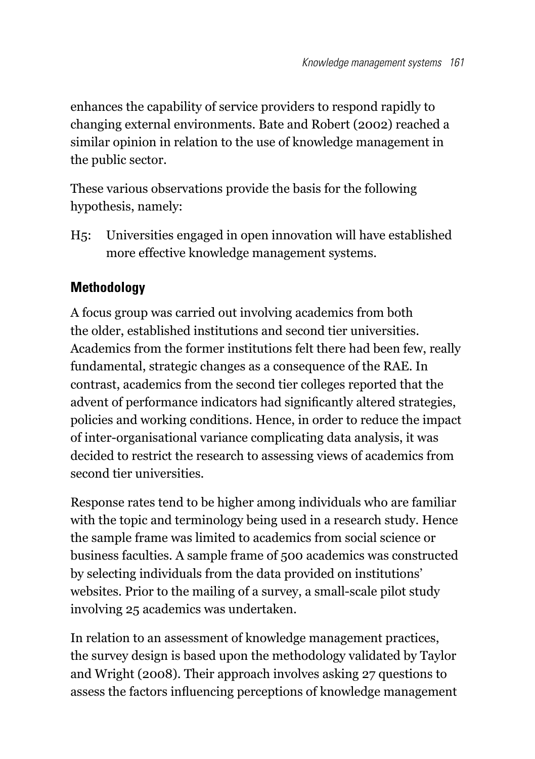enhances the capability of service providers to respond rapidly to changing external environments. Bate and Robert (2002) reached a similar opinion in relation to the use of knowledge management in the public sector.

These various observations provide the basis for the following hypothesis, namely:

H5: Universities engaged in open innovation will have established more effective knowledge management systems.

## Methodology

A focus group was carried out involving academics from both the older, established institutions and second tier universities. Academics from the former institutions felt there had been few, really fundamental, strategic changes as a consequence of the RAE. In contrast, academics from the second tier colleges reported that the advent of performance indicators had significantly altered strategies, policies and working conditions. Hence, in order to reduce the impact of inter-organisational variance complicating data analysis, it was decided to restrict the research to assessing views of academics from second tier universities.

Response rates tend to be higher among individuals who are familiar with the topic and terminology being used in a research study. Hence the sample frame was limited to academics from social science or business faculties. A sample frame of 500 academics was constructed by selecting individuals from the data provided on institutions' websites. Prior to the mailing of a survey, a small-scale pilot study involving 25 academics was undertaken.

In relation to an assessment of knowledge management practices, the survey design is based upon the methodology validated by Taylor and Wright (2008). Their approach involves asking 27 questions to assess the factors influencing perceptions of knowledge management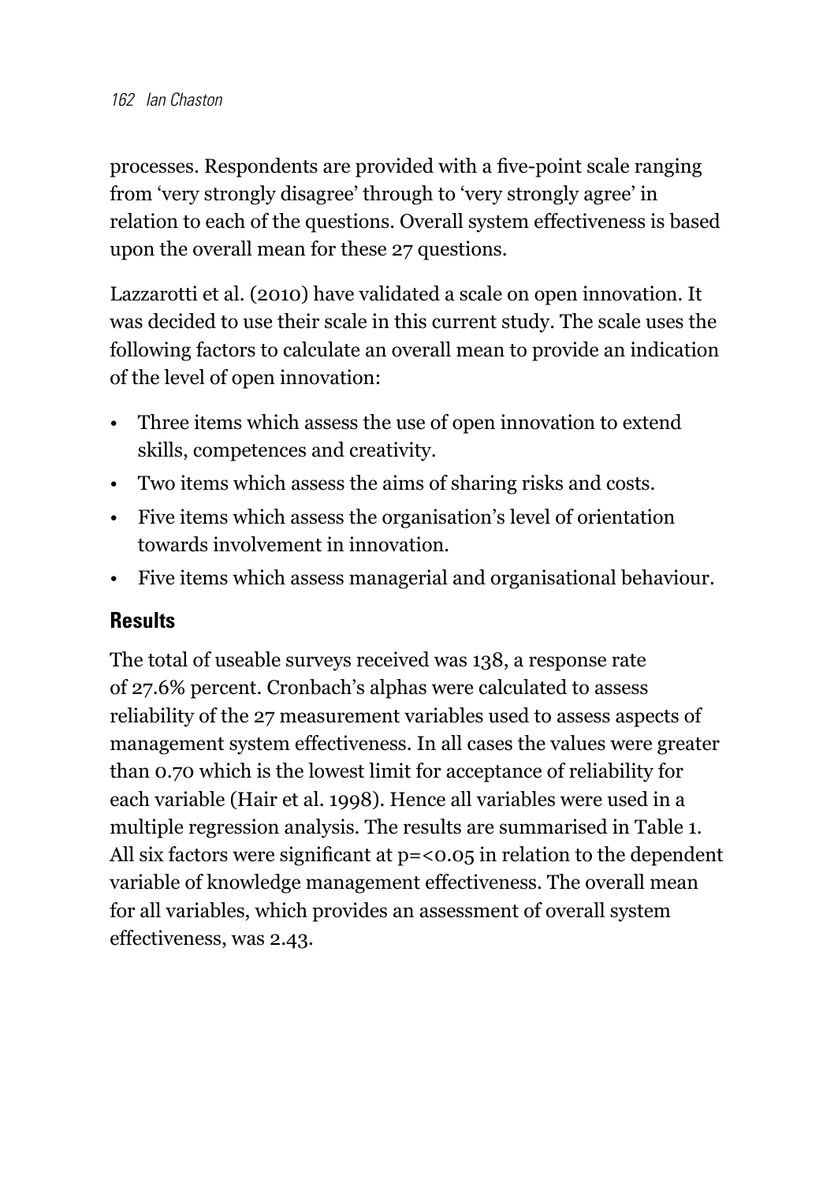processes. Respondents are provided with a five-point scale ranging from 'very strongly disagree' through to 'very strongly agree' in relation to each of the questions. Overall system effectiveness is based upon the overall mean for these 27 questions.

Lazzarotti et al. (2010) have validated a scale on open innovation. It was decided to use their scale in this current study. The scale uses the following factors to calculate an overall mean to provide an indication of the level of open innovation:

- Three items which assess the use of open innovation to extend skills, competences and creativity.
- Two items which assess the aims of sharing risks and costs.
- Five items which assess the organisation's level of orientation towards involvement in innovation.
- Five items which assess managerial and organisational behaviour.

## Results

The total of useable surveys received was 138, a response rate of 27.6% percent. Cronbach's alphas were calculated to assess reliability of the 27 measurement variables used to assess aspects of management system effectiveness. In all cases the values were greater than 0.70 which is the lowest limit for acceptance of reliability for each variable (Hair et al. 1998). Hence all variables were used in a multiple regression analysis. The results are summarised in Table 1. All six factors were significant at $p=<0.05$ in relation to the dependent variable of knowledge management effectiveness. The overall mean for all variables, which provides an assessment of overall system effectiveness, was 2.43.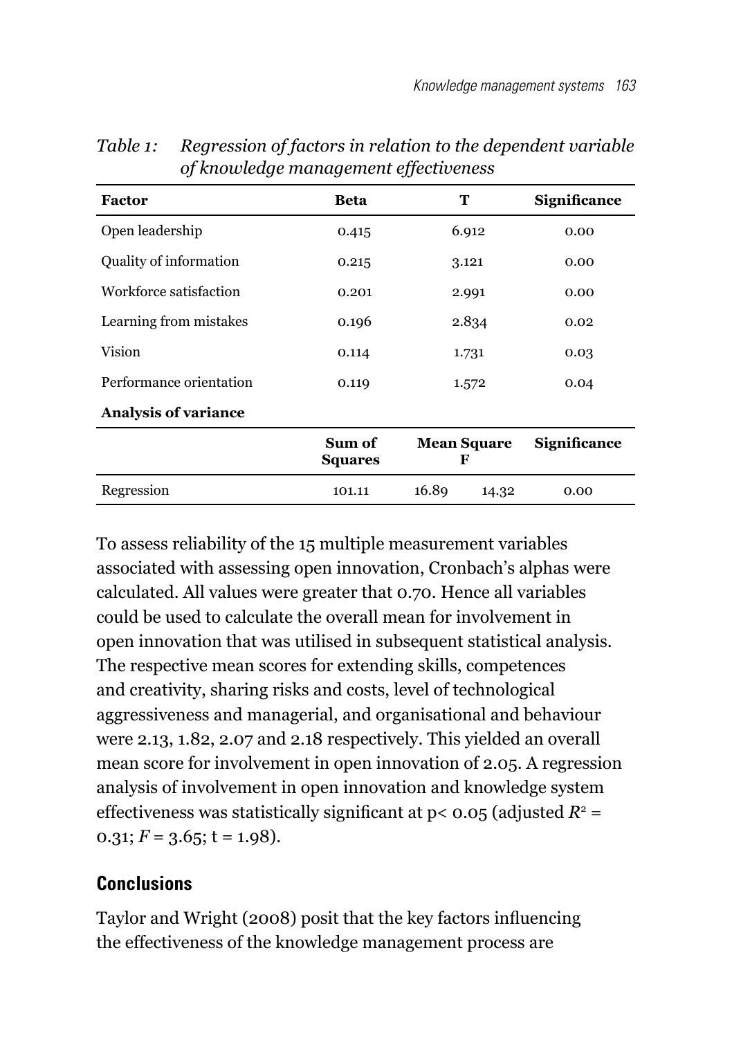*Table 1: Regression of factors in relation to the dependent variable of knowledge management effectiveness*

| Factor | Beta | T | Significance |
|---|---|---|---|
| Open leadership | 0.415 | 6.912 | 0.00 |
| Quality of information | 0.215 | 3.121 | 0.00 |
| Workforce satisfaction | 0.201 | 2.991 | 0.00 |
| Learning from mistakes | 0.196 | 2.834 | 0.02 |
| Vision | 0.114 | 1.731 | 0.03 |
| Performance orientation | 0.119 | 1.572 | 0.04 |
| **Analysis of variance** | | | |
| | **Sum of Squares** | **Mean Square F** | **Significance** |
| Regression | 101.11 | 16.89 14.32 | 0.00 |

To assess reliability of the 15 multiple measurement variables associated with assessing open innovation, Cronbach's alphas were calculated. All values were greater that 0.70. Hence all variables could be used to calculate the overall mean for involvement in open innovation that was utilised in subsequent statistical analysis. The respective mean scores for extending skills, competences and creativity, sharing risks and costs, level of technological aggressiveness and managerial, and organisational and behaviour were 2.13, 1.82, 2.07 and 2.18 respectively. This yielded an overall mean score for involvement in open innovation of 2.05. A regression analysis of involvement in open innovation and knowledge system effectiveness was statistically significant at $p < 0.05$ (adjusted $R^2 = 0.31$; $F = 3.65$; $t = 1.98$).

## Conclusions

Taylor and Wright (2008) posit that the key factors influencing the effectiveness of the knowledge management process are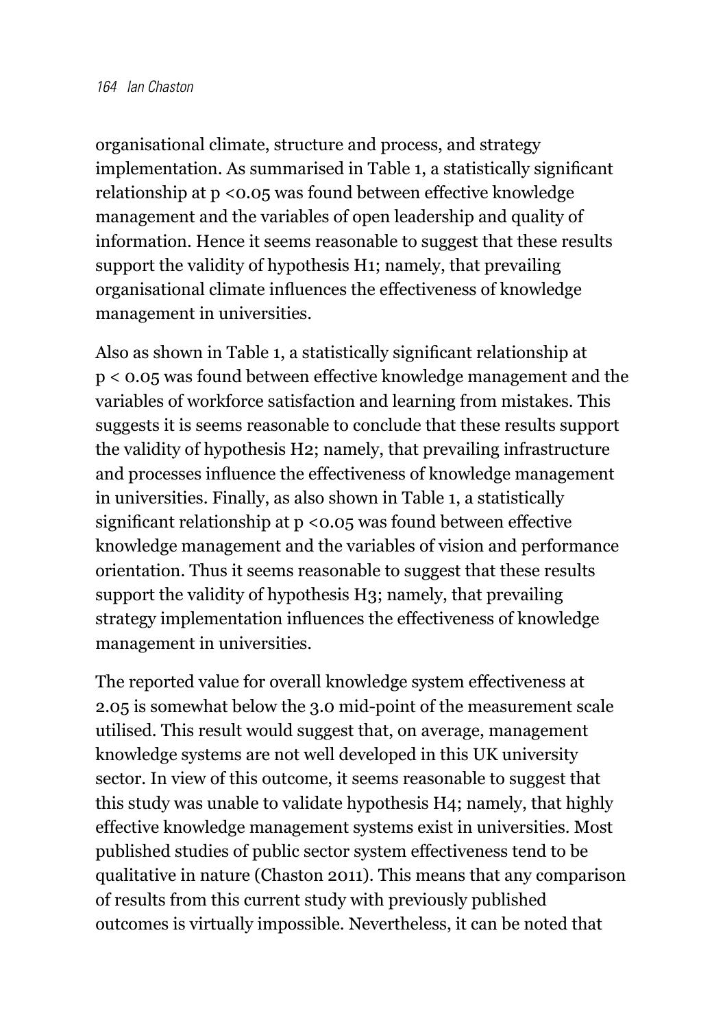organisational climate, structure and process, and strategy implementation. As summarised in Table 1, a statistically significant relationship at $p < 0.05$ was found between effective knowledge management and the variables of open leadership and quality of information. Hence it seems reasonable to suggest that these results support the validity of hypothesis H1; namely, that prevailing organisational climate influences the effectiveness of knowledge management in universities.

Also as shown in Table 1, a statistically significant relationship at $p < 0.05$ was found between effective knowledge management and the variables of workforce satisfaction and learning from mistakes. This suggests it is seems reasonable to conclude that these results support the validity of hypothesis H2; namely, that prevailing infrastructure and processes influence the effectiveness of knowledge management in universities. Finally, as also shown in Table 1, a statistically significant relationship at $p < 0.05$ was found between effective knowledge management and the variables of vision and performance orientation. Thus it seems reasonable to suggest that these results support the validity of hypothesis H3; namely, that prevailing strategy implementation influences the effectiveness of knowledge management in universities.

The reported value for overall knowledge system effectiveness at 2.05 is somewhat below the 3.0 mid-point of the measurement scale utilised. This result would suggest that, on average, management knowledge systems are not well developed in this UK university sector. In view of this outcome, it seems reasonable to suggest that this study was unable to validate hypothesis H4; namely, that highly effective knowledge management systems exist in universities. Most published studies of public sector system effectiveness tend to be qualitative in nature (Chaston 2011). This means that any comparison of results from this current study with previously published outcomes is virtually impossible. Nevertheless, it can be noted that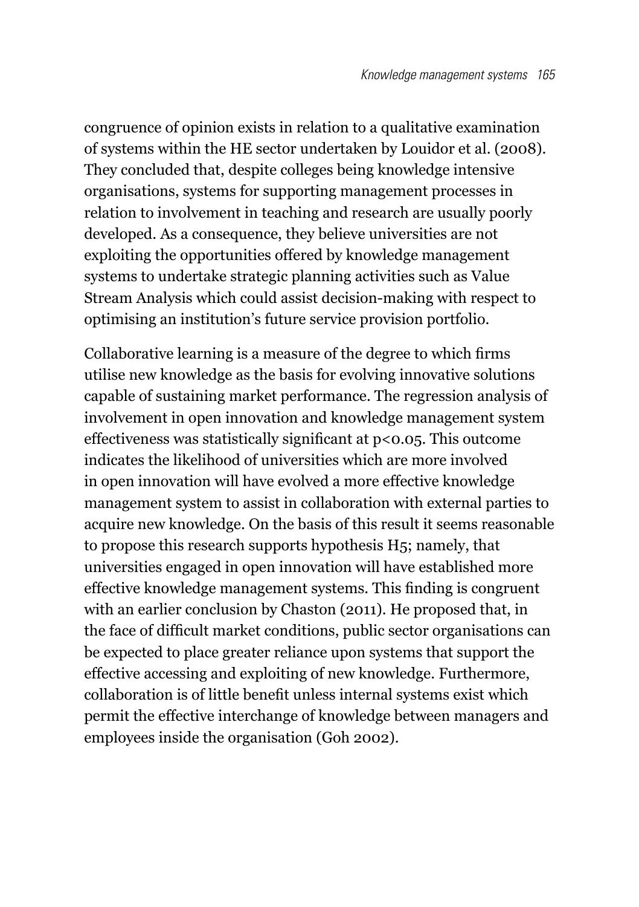congruence of opinion exists in relation to a qualitative examination of systems within the HE sector undertaken by Louidor et al. (2008). They concluded that, despite colleges being knowledge intensive organisations, systems for supporting management processes in relation to involvement in teaching and research are usually poorly developed. As a consequence, they believe universities are not exploiting the opportunities offered by knowledge management systems to undertake strategic planning activities such as Value Stream Analysis which could assist decision-making with respect to optimising an institution's future service provision portfolio.

Collaborative learning is a measure of the degree to which firms utilise new knowledge as the basis for evolving innovative solutions capable of sustaining market performance. The regression analysis of involvement in open innovation and knowledge management system effectiveness was statistically significant at $p<0.05$. This outcome indicates the likelihood of universities which are more involved in open innovation will have evolved a more effective knowledge management system to assist in collaboration with external parties to acquire new knowledge. On the basis of this result it seems reasonable to propose this research supports hypothesis H5; namely, that universities engaged in open innovation will have established more effective knowledge management systems. This finding is congruent with an earlier conclusion by Chaston (2011). He proposed that, in the face of difficult market conditions, public sector organisations can be expected to place greater reliance upon systems that support the effective accessing and exploiting of new knowledge. Furthermore, collaboration is of little benefit unless internal systems exist which permit the effective interchange of knowledge between managers and employees inside the organisation (Goh 2002).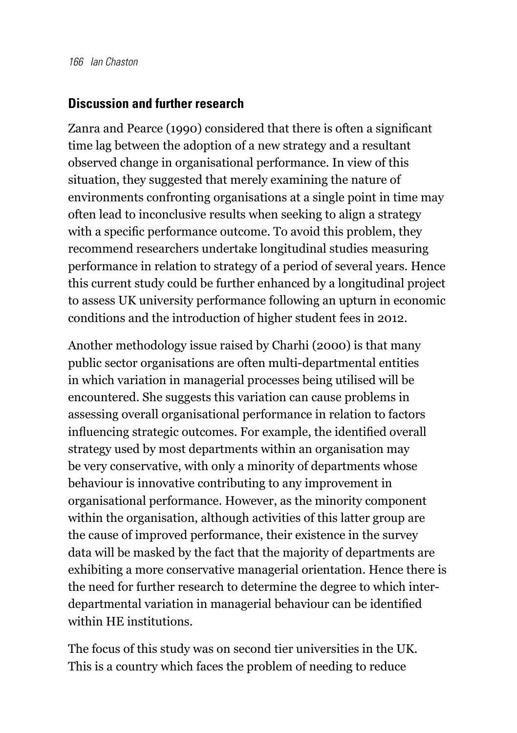## Discussion and further research

Zanra and Pearce (1990) considered that there is often a significant time lag between the adoption of a new strategy and a resultant observed change in organisational performance. In view of this situation, they suggested that merely examining the nature of environments confronting organisations at a single point in time may often lead to inconclusive results when seeking to align a strategy with a specific performance outcome. To avoid this problem, they recommend researchers undertake longitudinal studies measuring performance in relation to strategy of a period of several years. Hence this current study could be further enhanced by a longitudinal project to assess UK university performance following an upturn in economic conditions and the introduction of higher student fees in 2012.

Another methodology issue raised by Charhi (2000) is that many public sector organisations are often multi-departmental entities in which variation in managerial processes being utilised will be encountered. She suggests this variation can cause problems in assessing overall organisational performance in relation to factors influencing strategic outcomes. For example, the identified overall strategy used by most departments within an organisation may be very conservative, with only a minority of departments whose behaviour is innovative contributing to any improvement in organisational performance. However, as the minority component within the organisation, although activities of this latter group are the cause of improved performance, their existence in the survey data will be masked by the fact that the majority of departments are exhibiting a more conservative managerial orientation. Hence there is the need for further research to determine the degree to which inter-departmental variation in managerial behaviour can be identified within HE institutions.

The focus of this study was on second tier universities in the UK. This is a country which faces the problem of needing to reduce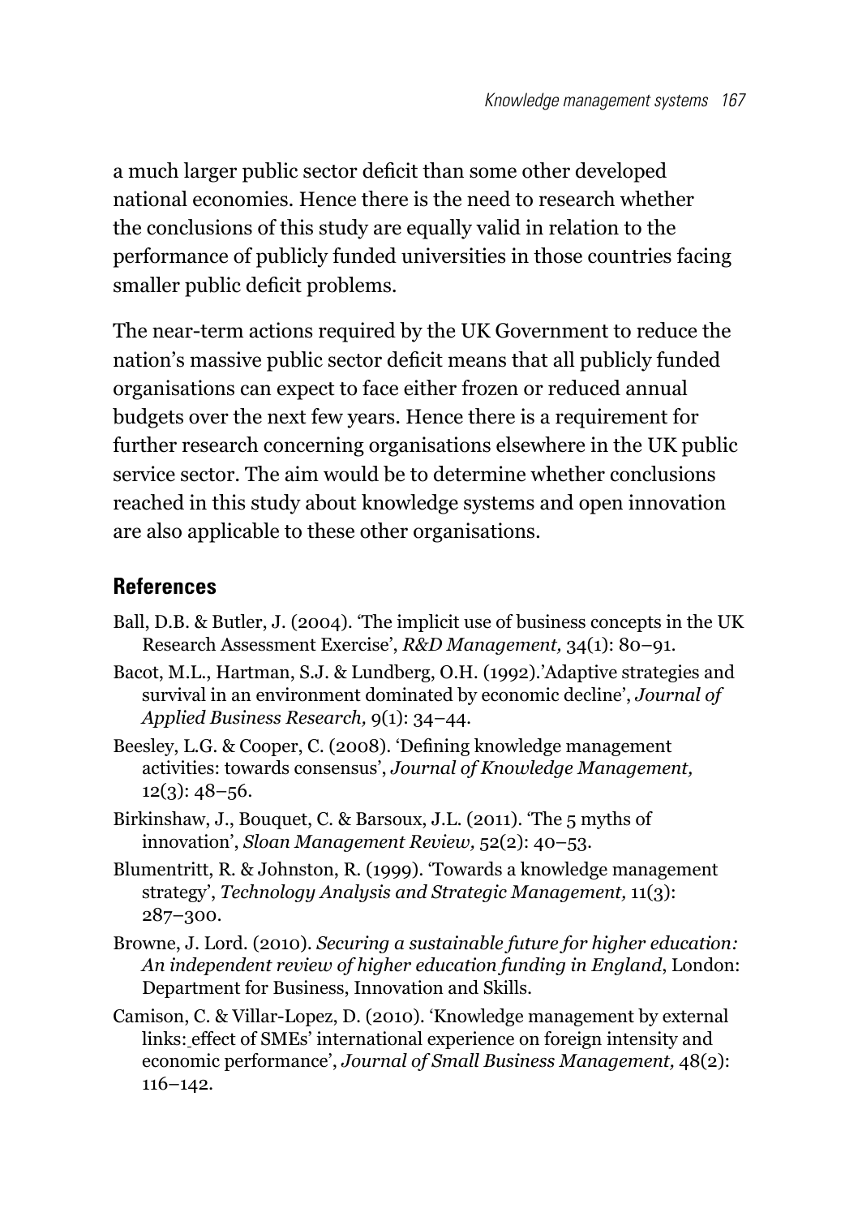a much larger public sector deficit than some other developed national economies. Hence there is the need to research whether the conclusions of this study are equally valid in relation to the performance of publicly funded universities in those countries facing smaller public deficit problems.

The near-term actions required by the UK Government to reduce the nation's massive public sector deficit means that all publicly funded organisations can expect to face either frozen or reduced annual budgets over the next few years. Hence there is a requirement for further research concerning organisations elsewhere in the UK public service sector. The aim would be to determine whether conclusions reached in this study about knowledge systems and open innovation are also applicable to these other organisations.

## References

Ball, D.B. & Butler, J. (2004). 'The implicit use of business concepts in the UK Research Assessment Exercise', *R&D Management,* 34(1): 80–91.

Bacot, M.L., Hartman, S.J. & Lundberg, O.H. (1992).'Adaptive strategies and survival in an environment dominated by economic decline', *Journal of Applied Business Research,* 9(1): 34–44.

Beesley, L.G. & Cooper, C. (2008). 'Defining knowledge management activities: towards consensus', *Journal of Knowledge Management,* 12(3): 48–56.

Birkinshaw, J., Bouquet, C. & Barsoux, J.L. (2011). 'The 5 myths of innovation', *Sloan Management Review,* 52(2): 40–53.

Blumentritt, R. & Johnston, R. (1999). 'Towards a knowledge management strategy', *Technology Analysis and Strategic Management,* 11(3): 287–300.

Browne, J. Lord. (2010). *Securing a sustainable future for higher education: An independent review of higher education funding in England*, London: Department for Business, Innovation and Skills.

Camison, C. & Villar-Lopez, D. (2010). 'Knowledge management by external links: effect of SMEs' international experience on foreign intensity and economic performance', *Journal of Small Business Management,* 48(2): 116–142.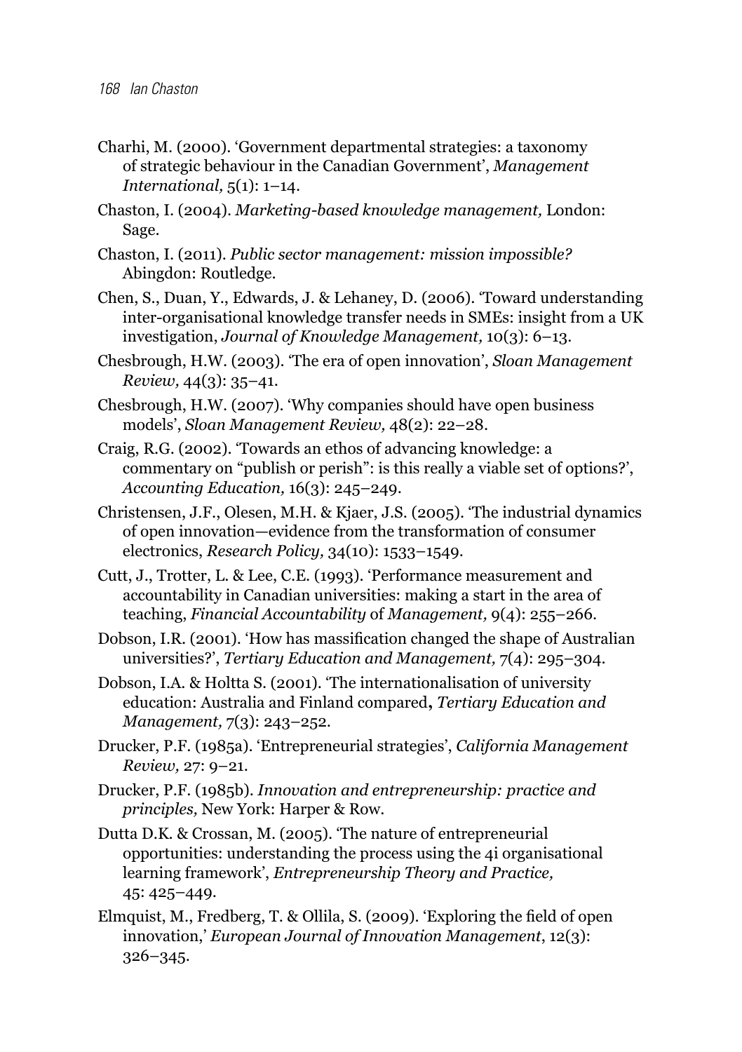Charhi, M. (2000). 'Government departmental strategies: a taxonomy of strategic behaviour in the Canadian Government', *Management International,* 5(1): 1–14.

Chaston, I. (2004). *Marketing-based knowledge management,* London: Sage.

Chaston, I. (2011). *Public sector management: mission impossible?* Abingdon: Routledge.

Chen, S., Duan, Y., Edwards, J. & Lehaney, D. (2006). 'Toward understanding inter-organisational knowledge transfer needs in SMEs: insight from a UK investigation, *Journal of Knowledge Management,* 10(3): 6–13.

Chesbrough, H.W. (2003). 'The era of open innovation', *Sloan Management Review,* 44(3): 35–41.

Chesbrough, H.W. (2007). 'Why companies should have open business models', *Sloan Management Review,* 48(2): 22–28.

Craig, R.G. (2002). 'Towards an ethos of advancing knowledge: a commentary on "publish or perish": is this really a viable set of options?', *Accounting Education,* 16(3): 245–249.

Christensen, J.F., Olesen, M.H. & Kjaer, J.S. (2005). 'The industrial dynamics of open innovation—evidence from the transformation of consumer electronics, *Research Policy,* 34(10): 1533–1549.

Cutt, J., Trotter, L. & Lee, C.E. (1993). 'Performance measurement and accountability in Canadian universities: making a start in the area of teaching, *Financial Accountability* of *Management,* 9(4): 255–266.

Dobson, I.R. (2001). 'How has massification changed the shape of Australian universities?', *Tertiary Education and Management,* 7(4): 295–304.

Dobson, I.A. & Holtta S. (2001). 'The internationalisation of university education: Australia and Finland compared**,** *Tertiary Education and Management,* 7(3): 243–252.

Drucker, P.F. (1985a). 'Entrepreneurial strategies', *California Management Review,* 27: 9–21.

Drucker, P.F. (1985b). *Innovation and entrepreneurship: practice and principles,* New York: Harper & Row.

Dutta D.K. & Crossan, M. (2005). 'The nature of entrepreneurial opportunities: understanding the process using the 4i organisational learning framework', *Entrepreneurship Theory and Practice,* 45: 425–449.

Elmquist, M., Fredberg, T. & Ollila, S. (2009). 'Exploring the field of open innovation,' *European Journal of Innovation Management*, 12(3): 326–345.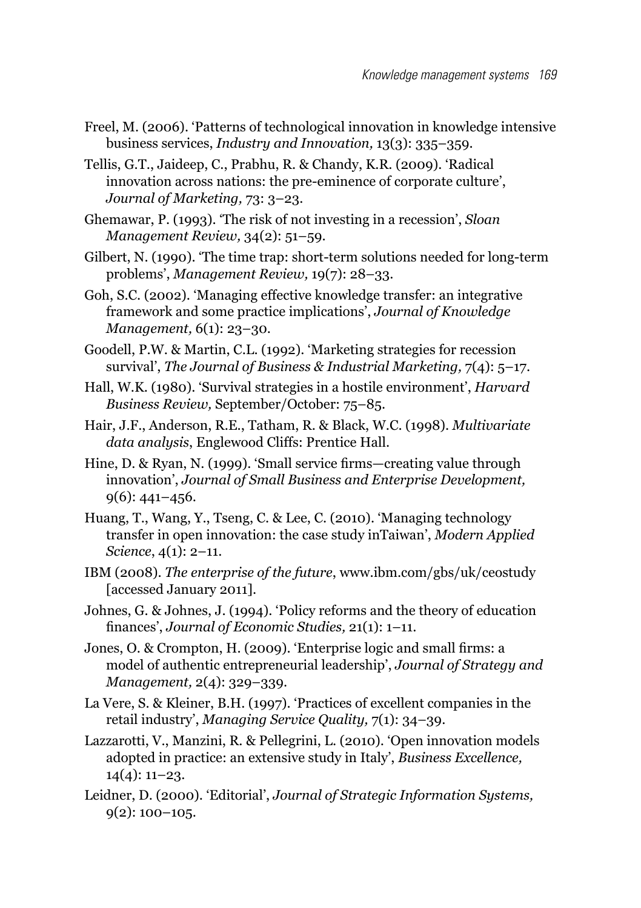Freel, M. (2006). 'Patterns of technological innovation in knowledge intensive business services, *Industry and Innovation,* 13(3): 335–359.

Tellis, G.T., Jaideep, C., Prabhu, R. & Chandy, K.R. (2009). 'Radical innovation across nations: the pre-eminence of corporate culture', *Journal of Marketing,* 73: 3–23.

Ghemawar, P. (1993). 'The risk of not investing in a recession', *Sloan Management Review,* 34(2): 51–59.

Gilbert, N. (1990). 'The time trap: short-term solutions needed for long-term problems', *Management Review,* 19(7): 28–33.

Goh, S.C. (2002). 'Managing effective knowledge transfer: an integrative framework and some practice implications', *Journal of Knowledge Management,* 6(1): 23–30.

Goodell, P.W. & Martin, C.L. (1992). 'Marketing strategies for recession survival', *The Journal of Business & Industrial Marketing,* 7(4): 5–17.

Hall, W.K. (1980). 'Survival strategies in a hostile environment', *Harvard Business Review,* September/October: 75–85.

Hair, J.F., Anderson, R.E., Tatham, R. & Black, W.C. (1998). *Multivariate data analysis*, Englewood Cliffs: Prentice Hall.

Hine, D. & Ryan, N. (1999). 'Small service firms—creating value through innovation', *Journal of Small Business and Enterprise Development,* 9(6): 441–456.

Huang, T., Wang, Y., Tseng, C. & Lee, C. (2010). 'Managing technology transfer in open innovation: the case study inTaiwan', *Modern Applied Science*, 4(1): 2–11.

IBM (2008). *The enterprise of the future*, www.ibm.com/gbs/uk/ceostudy [accessed January 2011].

Johnes, G. & Johnes, J. (1994). 'Policy reforms and the theory of education finances', *Journal of Economic Studies,* 21(1): 1–11.

Jones, O. & Crompton, H. (2009). 'Enterprise logic and small firms: a model of authentic entrepreneurial leadership', *Journal of Strategy and Management,* 2(4): 329–339.

La Vere, S. & Kleiner, B.H. (1997). 'Practices of excellent companies in the retail industry', *Managing Service Quality,* 7(1): 34–39.

Lazzarotti, V., Manzini, R. & Pellegrini, L. (2010). 'Open innovation models adopted in practice: an extensive study in Italy', *Business Excellence,* 14(4): 11–23.

Leidner, D. (2000). 'Editorial', *Journal of Strategic Information Systems,* 9(2): 100–105.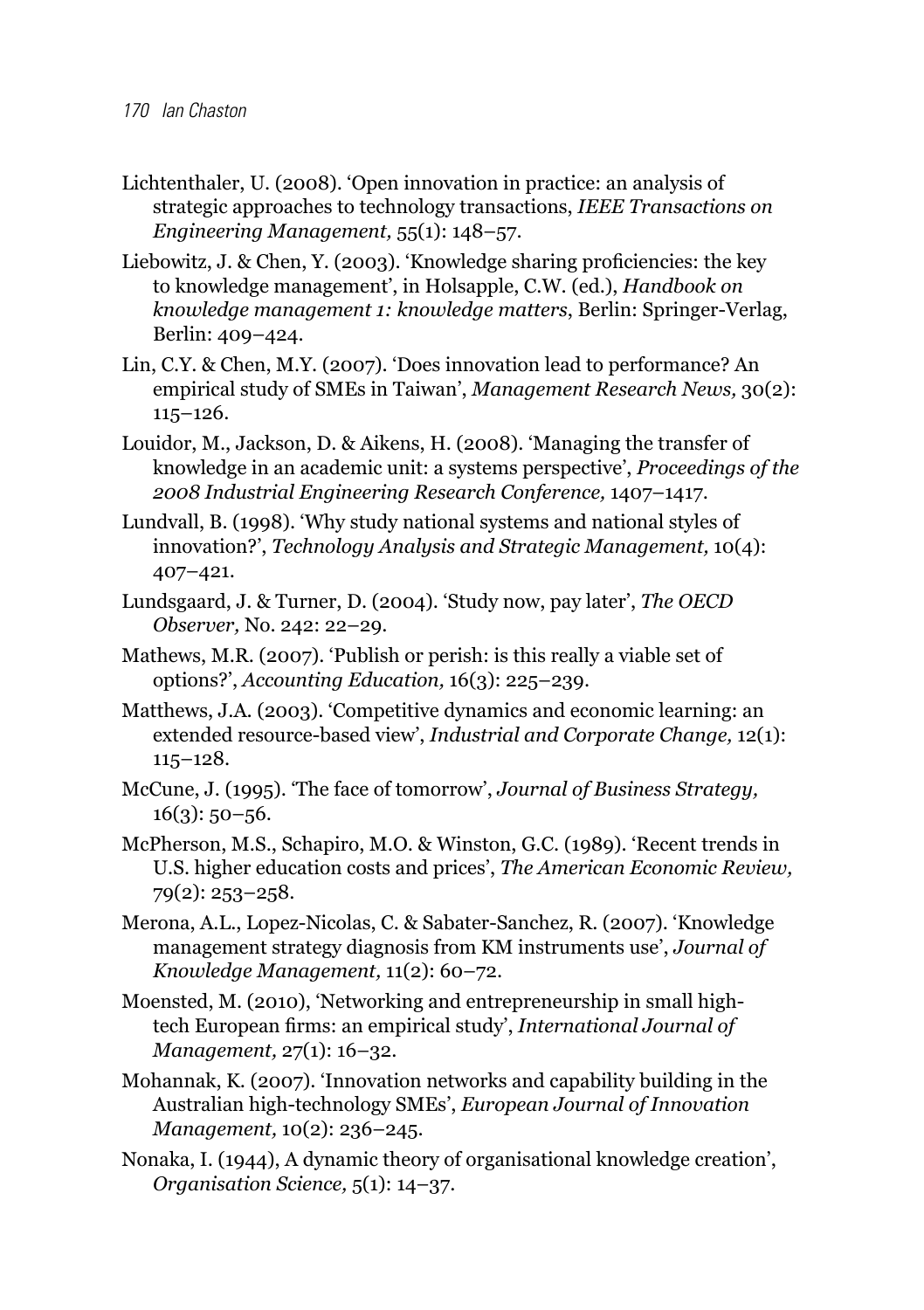Lichtenthaler, U. (2008). 'Open innovation in practice: an analysis of strategic approaches to technology transactions, *IEEE Transactions on Engineering Management,* 55(1): 148–57.

Liebowitz, J. & Chen, Y. (2003). 'Knowledge sharing proficiencies: the key to knowledge management', in Holsapple, C.W. (ed.), *Handbook on knowledge management 1: knowledge matters*, Berlin: Springer-Verlag, Berlin: 409–424.

Lin, C.Y. & Chen, M.Y. (2007). 'Does innovation lead to performance? An empirical study of SMEs in Taiwan', *Management Research News,* 30(2): 115–126.

Louidor, M., Jackson, D. & Aikens, H. (2008). 'Managing the transfer of knowledge in an academic unit: a systems perspective', *Proceedings of the 2008 Industrial Engineering Research Conference,* 1407–1417.

Lundvall, B. (1998). 'Why study national systems and national styles of innovation?', *Technology Analysis and Strategic Management,* 10(4): 407–421.

Lundsgaard, J. & Turner, D. (2004). 'Study now, pay later', *The OECD Observer,* No. 242: 22–29.

Mathews, M.R. (2007). 'Publish or perish: is this really a viable set of options?', *Accounting Education,* 16(3): 225–239.

Matthews, J.A. (2003). 'Competitive dynamics and economic learning: an extended resource-based view', *Industrial and Corporate Change,* 12(1): 115–128.

McCune, J. (1995). 'The face of tomorrow', *Journal of Business Strategy,* 16(3): 50–56.

McPherson, M.S., Schapiro, M.O. & Winston, G.C. (1989). 'Recent trends in U.S. higher education costs and prices', *The American Economic Review,* 79(2): 253–258.

Merona, A.L., Lopez-Nicolas, C. & Sabater-Sanchez, R. (2007). 'Knowledge management strategy diagnosis from KM instruments use', *Journal of Knowledge Management,* 11(2): 60–72.

Moensted, M. (2010), 'Networking and entrepreneurship in small high-tech European firms: an empirical study', *International Journal of Management,* 27(1): 16–32.

Mohannak, K. (2007). 'Innovation networks and capability building in the Australian high-technology SMEs', *European Journal of Innovation Management,* 10(2): 236–245.

Nonaka, I. (1944), A dynamic theory of organisational knowledge creation', *Organisation Science,* 5(1): 14–37.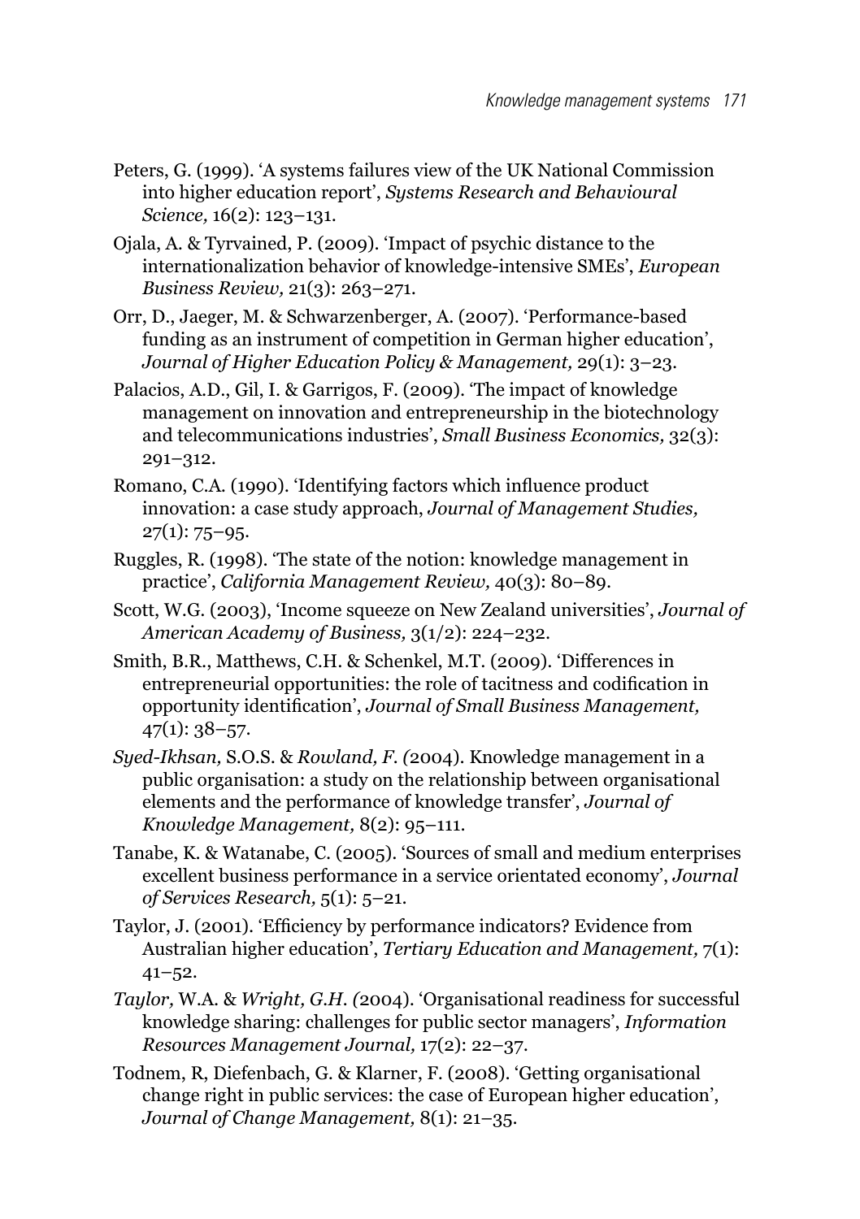Peters, G. (1999). 'A systems failures view of the UK National Commission into higher education report', *Systems Research and Behavioural Science,* 16(2): 123–131.

Ojala, A. & Tyrvained, P. (2009). 'Impact of psychic distance to the internationalization behavior of knowledge-intensive SMEs', *European Business Review,* 21(3): 263–271.

Orr, D., Jaeger, M. & Schwarzenberger, A. (2007). 'Performance-based funding as an instrument of competition in German higher education', *Journal of Higher Education Policy & Management,* 29(1): 3–23.

Palacios, A.D., Gil, I. & Garrigos, F. (2009). 'The impact of knowledge management on innovation and entrepreneurship in the biotechnology and telecommunications industries', *Small Business Economics,* 32(3): 291–312.

Romano, C.A. (1990). 'Identifying factors which influence product innovation: a case study approach, *Journal of Management Studies,* 27(1): 75–95.

Ruggles, R. (1998). 'The state of the notion: knowledge management in practice', *California Management Review,* 40(3): 80–89.

Scott, W.G. (2003), 'Income squeeze on New Zealand universities', *Journal of American Academy of Business,* 3(1/2): 224–232.

Smith, B.R., Matthews, C.H. & Schenkel, M.T. (2009). 'Differences in entrepreneurial opportunities: the role of tacitness and codification in opportunity identification', *Journal of Small Business Management,* 47(1): 38–57.

*Syed-Ikhsan,* S.O.S. & *Rowland, F. (*2004). Knowledge management in a public organisation: a study on the relationship between organisational elements and the performance of knowledge transfer', *Journal of Knowledge Management,* 8(2): 95–111.

Tanabe, K. & Watanabe, C. (2005). 'Sources of small and medium enterprises excellent business performance in a service orientated economy', *Journal of Services Research,* 5(1): 5–21.

Taylor, J. (2001). 'Efficiency by performance indicators? Evidence from Australian higher education', *Tertiary Education and Management,* 7(1): 41–52.

*Taylor,* W.A. & *Wright, G.H. (*2004). 'Organisational readiness for successful knowledge sharing: challenges for public sector managers', *Information Resources Management Journal,* 17(2): 22–37.

Todnem, R, Diefenbach, G. & Klarner, F. (2008). 'Getting organisational change right in public services: the case of European higher education', *Journal of Change Management,* 8(1): 21–35.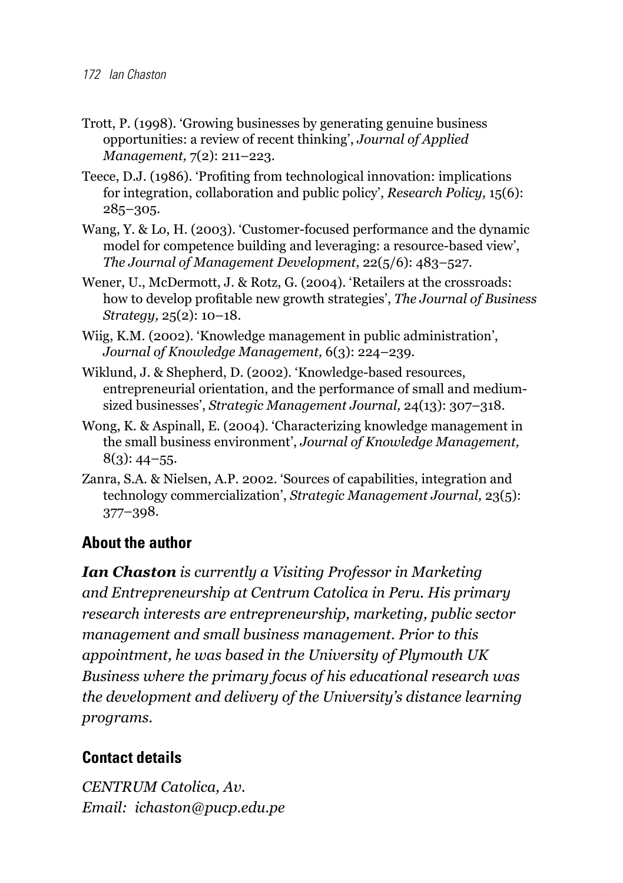Trott, P. (1998). 'Growing businesses by generating genuine business opportunities: a review of recent thinking', *Journal of Applied Management,* 7(2): 211–223.

Teece, D.J. (1986). 'Profiting from technological innovation: implications for integration, collaboration and public policy', *Research Policy,* 15(6): 285–305.

Wang, Y. & Lo, H. (2003). 'Customer-focused performance and the dynamic model for competence building and leveraging: a resource-based view', *The Journal of Management Development,* 22(5/6): 483–527.

Wener, U., McDermott, J. & Rotz, G. (2004). 'Retailers at the crossroads: how to develop profitable new growth strategies', *The Journal of Business Strategy,* 25(2): 10–18.

Wiig, K.M. (2002). 'Knowledge management in public administration', *Journal of Knowledge Management,* 6(3): 224–239.

Wiklund, J. & Shepherd, D. (2002). 'Knowledge-based resources, entrepreneurial orientation, and the performance of small and medium-sized businesses', *Strategic Management Journal,* 24(13): 307–318.

Wong, K. & Aspinall, E. (2004). 'Characterizing knowledge management in the small business environment', *Journal of Knowledge Management,* 8(3): 44–55.

Zanra, S.A. & Nielsen, A.P. 2002. 'Sources of capabilities, integration and technology commercialization', *Strategic Management Journal,* 23(5): 377–398.

## About the author

***Ian Chaston*** *is currently a Visiting Professor in Marketing and Entrepreneurship at Centrum Catolica in Peru. His primary research interests are entrepreneurship, marketing, public sector management and small business management. Prior to this appointment, he was based in the University of Plymouth UK Business where the primary focus of his educational research was the development and delivery of the University's distance learning programs.*

## Contact details

*CENTRUM Catolica, Av.*
*Email: ichaston@pucp.edu.pe*